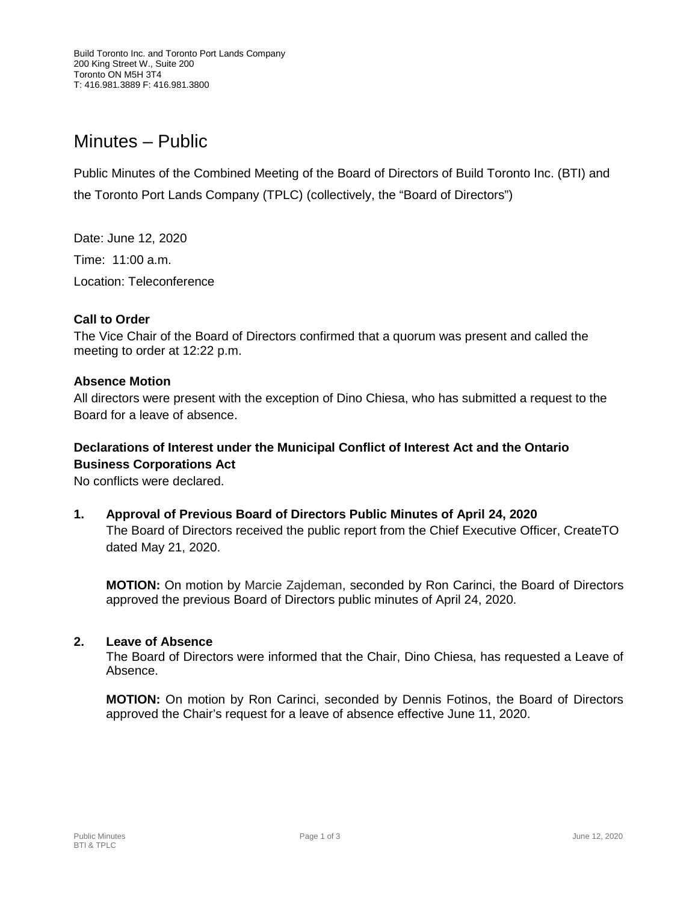Build Toronto Inc. and Toronto Port Lands Company
200 King Street W., Suite 200
Toronto ON M5H 3T4
T: 416.981.3889 F: 416.981.3800

# Minutes – Public

Public Minutes of the Combined Meeting of the Board of Directors of Build Toronto Inc. (BTI) and the Toronto Port Lands Company (TPLC) (collectively, the "Board of Directors")

Date: June 12, 2020

Time: 11:00 a.m.

Location: Teleconference

### Call to Order

The Vice Chair of the Board of Directors confirmed that a quorum was present and called the meeting to order at 12:22 p.m.

### Absence Motion

All directors were present with the exception of Dino Chiesa, who has submitted a request to the Board for a leave of absence.

### Declarations of Interest under the Municipal Conflict of Interest Act and the Ontario Business Corporations Act

No conflicts were declared.

### 1. Approval of Previous Board of Directors Public Minutes of April 24, 2020

The Board of Directors received the public report from the Chief Executive Officer, CreateTO dated May 21, 2020.

**MOTION:** On motion by Marcie Zajdeman, seconded by Ron Carinci, the Board of Directors approved the previous Board of Directors public minutes of April 24, 2020.

### 2. Leave of Absence

The Board of Directors were informed that the Chair, Dino Chiesa, has requested a Leave of Absence.

**MOTION:** On motion by Ron Carinci, seconded by Dennis Fotinos, the Board of Directors approved the Chair's request for a leave of absence effective June 11, 2020.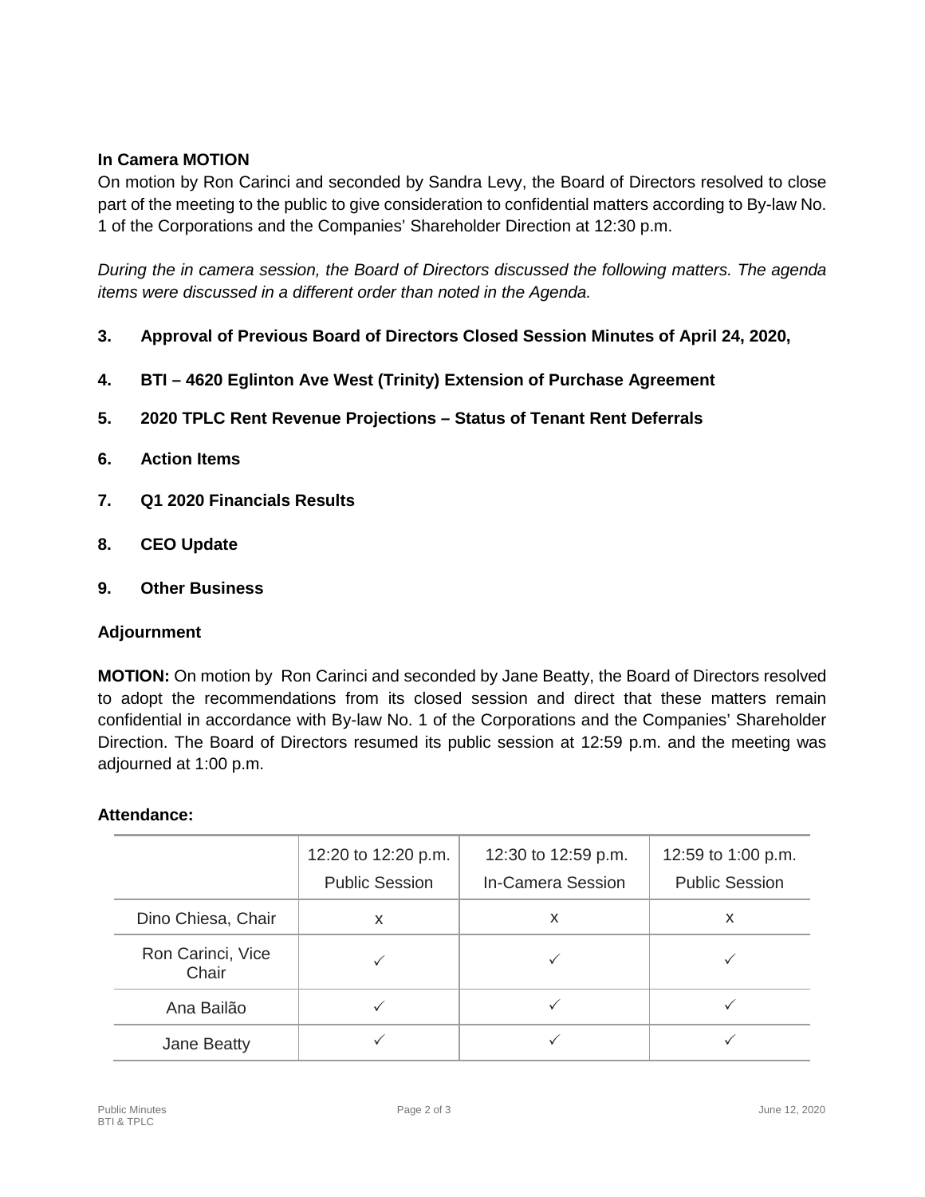**In Camera MOTION**

On motion by Ron Carinci and seconded by Sandra Levy, the Board of Directors resolved to close part of the meeting to the public to give consideration to confidential matters according to By-law No. 1 of the Corporations and the Companies' Shareholder Direction at 12:30 p.m.

*During the in camera session, the Board of Directors discussed the following matters. The agenda items were discussed in a different order than noted in the Agenda.*

**3. Approval of Previous Board of Directors Closed Session Minutes of April 24, 2020,**

**4. BTI – 4620 Eglinton Ave West (Trinity) Extension of Purchase Agreement**

**5. 2020 TPLC Rent Revenue Projections – Status of Tenant Rent Deferrals**

**6. Action Items**

**7. Q1 2020 Financials Results**

**8. CEO Update**

**9. Other Business**

**Adjournment**

**MOTION:** On motion by Ron Carinci and seconded by Jane Beatty, the Board of Directors resolved to adopt the recommendations from its closed session and direct that these matters remain confidential in accordance with By-law No. 1 of the Corporations and the Companies' Shareholder Direction. The Board of Directors resumed its public session at 12:59 p.m. and the meeting was adjourned at 1:00 p.m.

**Attendance:**

| | 12:20 to 12:20 p.m. Public Session | 12:30 to 12:59 p.m. In-Camera Session | 12:59 to 1:00 p.m. Public Session |
|---|---|---|---|
| Dino Chiesa, Chair | x | x | x |
| Ron Carinci, Vice Chair | ✓ | ✓ | ✓ |
| Ana Bailão | ✓ | ✓ | ✓ |
| Jane Beatty | ✓ | ✓ | ✓ |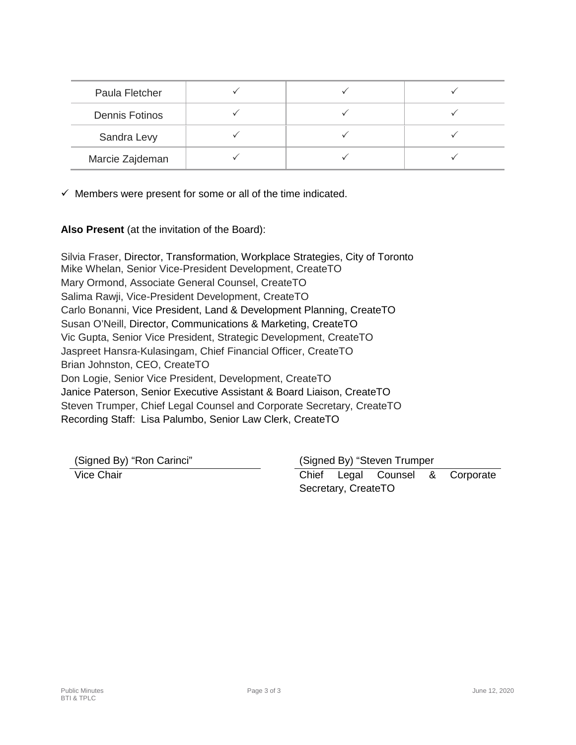| | | | |
|---|---|---|---|
| Paula Fletcher | ✓ | ✓ | ✓ |
| Dennis Fotinos | ✓ | ✓ | ✓ |
| Sandra Levy | ✓ | ✓ | ✓ |
| Marcie Zajdeman | ✓ | ✓ | ✓ |

✓ Members were present for some or all of the time indicated.

**Also Present** (at the invitation of the Board):

Silvia Fraser, Director, Transformation, Workplace Strategies, City of Toronto
Mike Whelan, Senior Vice-President Development, CreateTO
Mary Ormond, Associate General Counsel, CreateTO
Salima Rawji, Vice-President Development, CreateTO
Carlo Bonanni, Vice President, Land & Development Planning, CreateTO
Susan O'Neill, Director, Communications & Marketing, CreateTO
Vic Gupta, Senior Vice President, Strategic Development, CreateTO
Jaspreet Hansra-Kulasingam, Chief Financial Officer, CreateTO
Brian Johnston, CEO, CreateTO
Don Logie, Senior Vice President, Development, CreateTO
Janice Paterson, Senior Executive Assistant & Board Liaison, CreateTO
Steven Trumper, Chief Legal Counsel and Corporate Secretary, CreateTO
Recording Staff: Lisa Palumbo, Senior Law Clerk, CreateTO

(Signed By) "Ron Carinci"
Vice Chair

(Signed By) "Steven Trumper
Chief Legal Counsel & Corporate Secretary, CreateTO